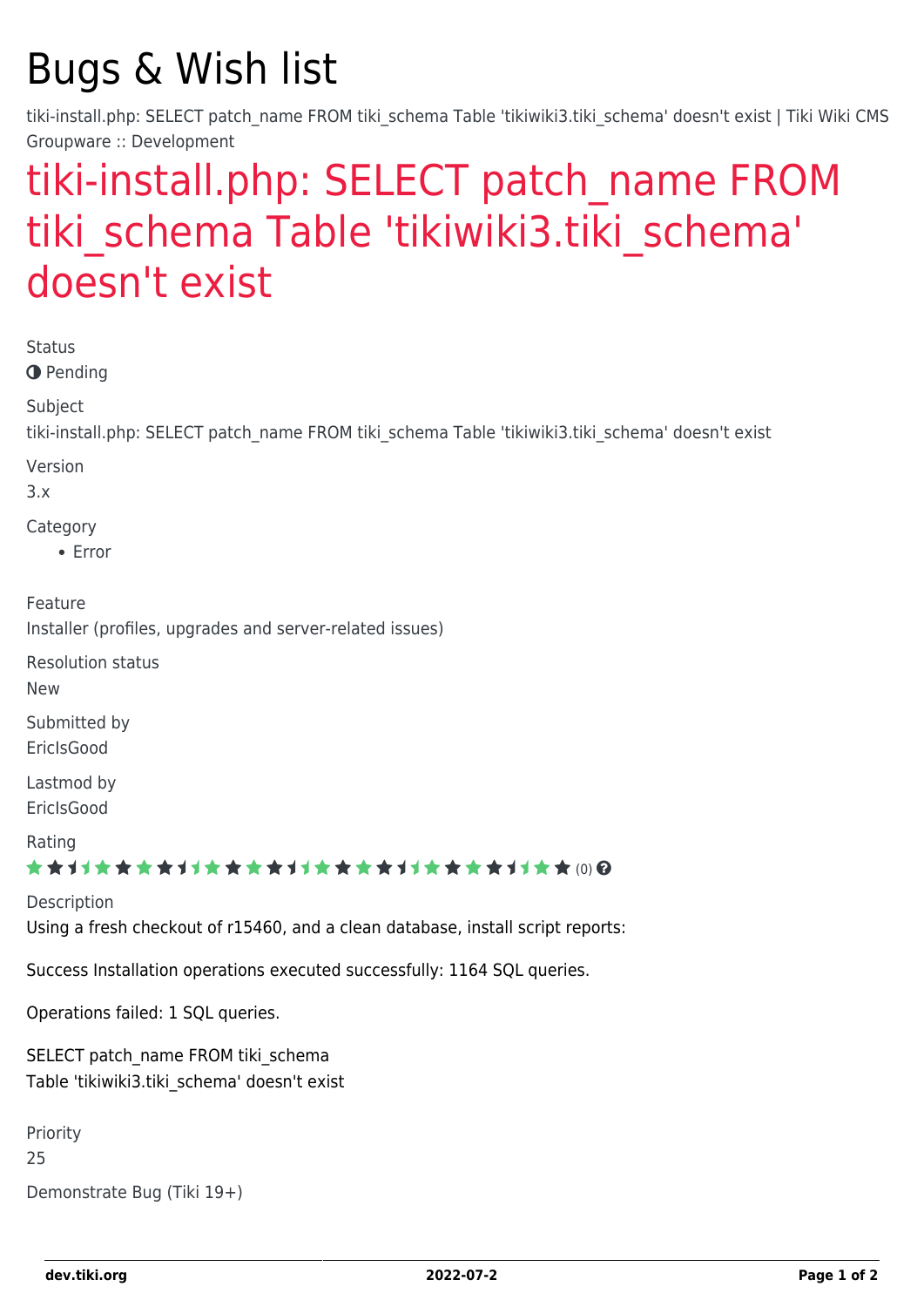# Bugs & Wish list

tiki-install.php: SELECT patch_name FROM tiki_schema Table 'tikiwiki3.tiki_schema' doesn't exist | Tiki Wiki CMS Groupware :: Development

## tiki-install.php: SELECT patch_name FROM tiki_schema Table 'tikiwiki3.tiki_schema' doesn't exist

Status

Pending

Subject

tiki-install.php: SELECT patch_name FROM tiki_schema Table 'tikiwiki3.tiki_schema' doesn't exist

Version

3.x

Category

- Error

Feature

Installer (profiles, upgrades and server-related issues)

Resolution status

New

Submitted by

EricIsGood

Lastmod by

EricIsGood

Rating

(0)

Description

Using a fresh checkout of r15460, and a clean database, install script reports:

Success Installation operations executed successfully: 1164 SQL queries.

Operations failed: 1 SQL queries.

SELECT patch_name FROM tiki_schema
Table 'tikiwiki3.tiki_schema' doesn't exist

Priority

25

Demonstrate Bug (Tiki 19+)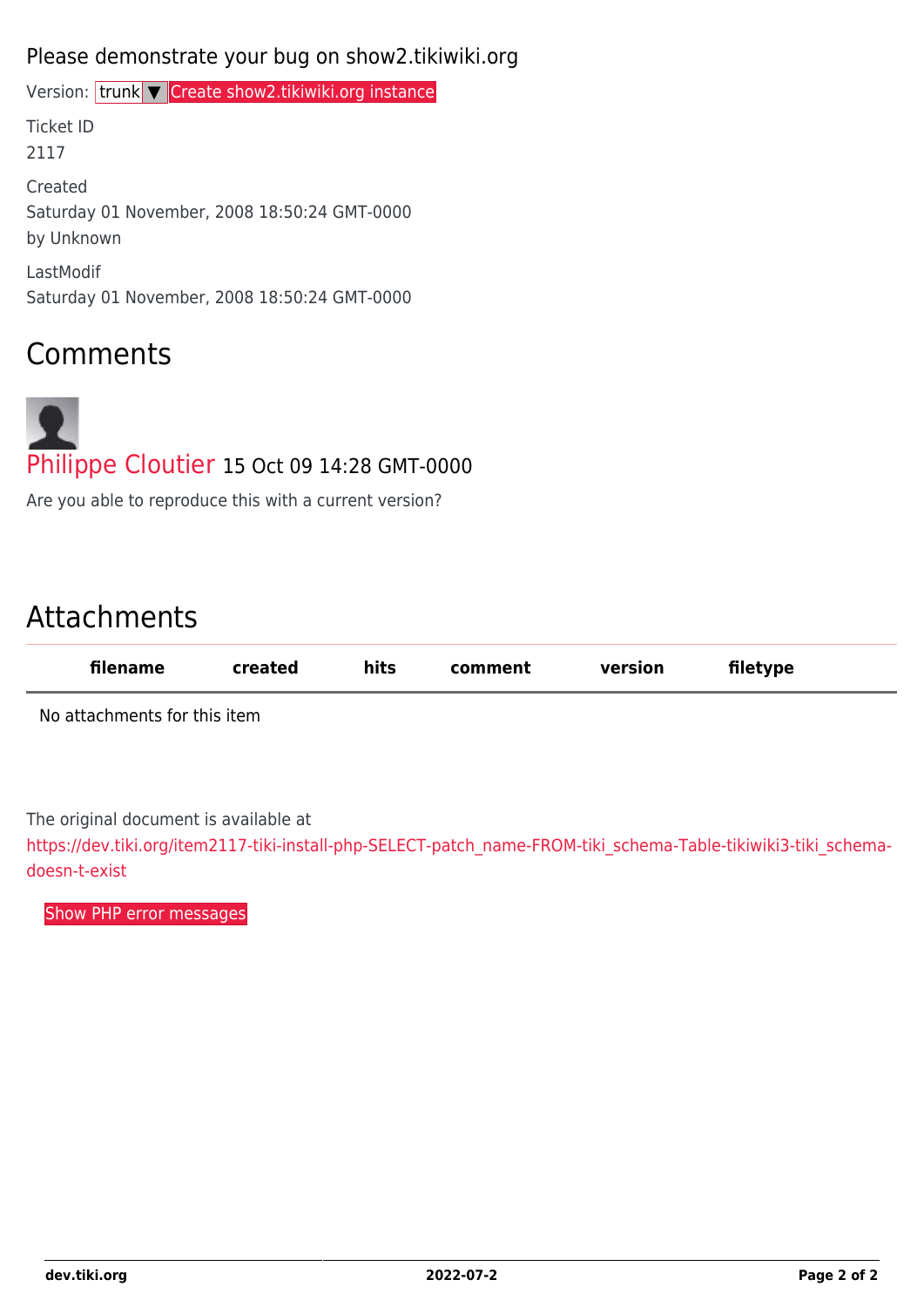Please demonstrate your bug on show2.tikiwiki.org

Version: trunk ▼ Create show2.tikiwiki.org instance

Ticket ID
2117

Created
Saturday 01 November, 2008 18:50:24 GMT-0000
by Unknown

LastModif
Saturday 01 November, 2008 18:50:24 GMT-0000

## Comments

Philippe Cloutier 15 Oct 09 14:28 GMT-0000

Are you able to reproduce this with a current version?

## Attachments

| filename | created | hits | comment | version | filetype |
| --- | --- | --- | --- | --- | --- |
| No attachments for this item | | | | | |

The original document is available at
https://dev.tiki.org/item2117-tiki-install-php-SELECT-patch_name-FROM-tiki_schema-Table-tikiwiki3-tiki_schema-doesn-t-exist

Show PHP error messages